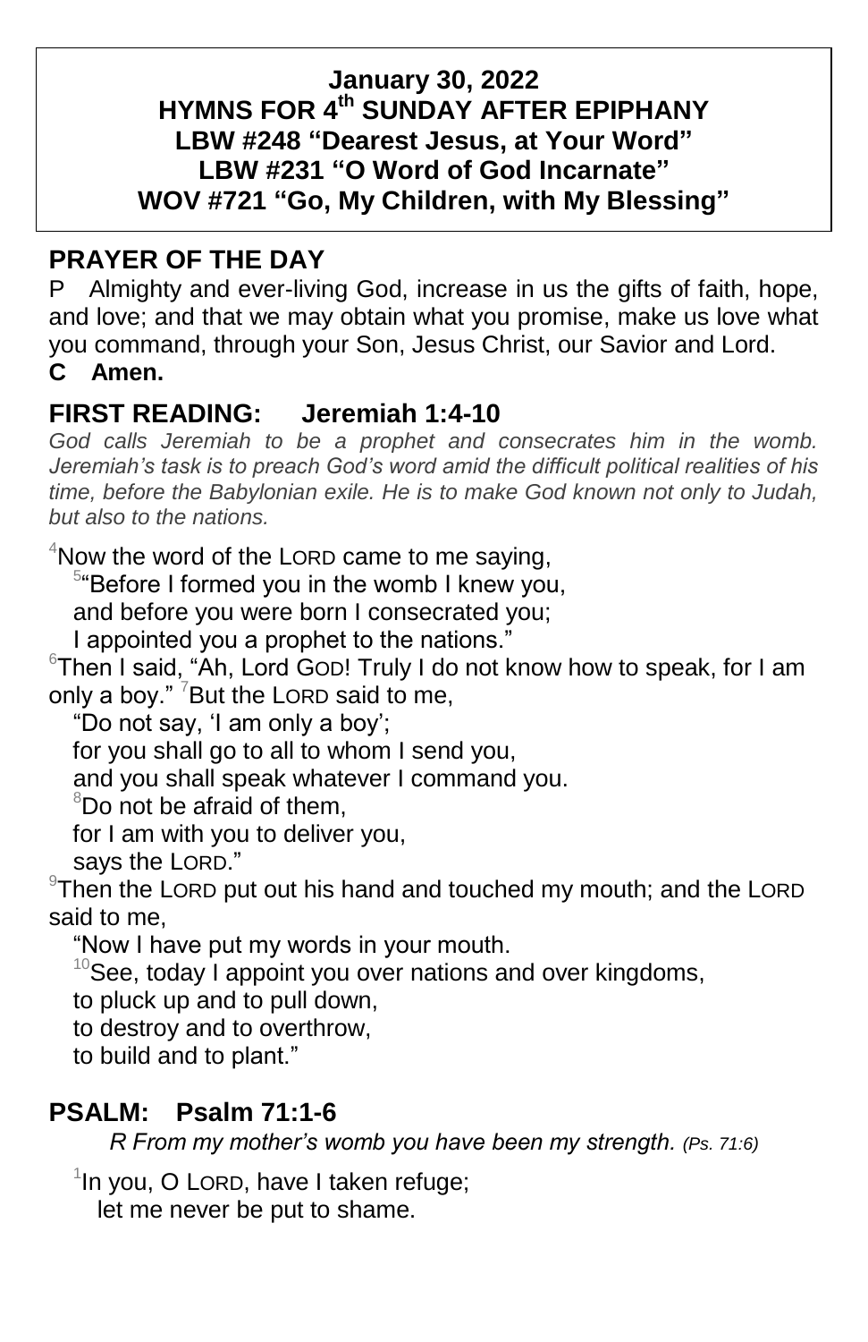**January 30, 2022**
**HYMNS FOR 4th SUNDAY AFTER EPIPHANY**
**LBW #248 "Dearest Jesus, at Your Word"**
**LBW #231 "O Word of God Incarnate"**
**WOV #721 "Go, My Children, with My Blessing"**

## PRAYER OF THE DAY

P Almighty and ever-living God, increase in us the gifts of faith, hope, and love; and that we may obtain what you promise, make us love what you command, through your Son, Jesus Christ, our Savior and Lord.
**C Amen.**

## FIRST READING: Jeremiah 1:4-10

*God calls Jeremiah to be a prophet and consecrates him in the womb. Jeremiah's task is to preach God's word amid the difficult political realities of his time, before the Babylonian exile. He is to make God known not only to Judah, but also to the nations.*

[4]Now the word of the LORD came to me saying,
[5]"Before I formed you in the womb I knew you,
and before you were born I consecrated you;
I appointed you a prophet to the nations."
[6]Then I said, "Ah, Lord GOD! Truly I do not know how to speak, for I am only a boy." [7]But the LORD said to me,
"Do not say, 'I am only a boy';
for you shall go to all to whom I send you,
and you shall speak whatever I command you.
[8]Do not be afraid of them,
for I am with you to deliver you,
says the LORD."
[9]Then the LORD put out his hand and touched my mouth; and the LORD said to me,
"Now I have put my words in your mouth.
[10]See, today I appoint you over nations and over kingdoms,
to pluck up and to pull down,
to destroy and to overthrow,
to build and to plant."

## PSALM: Psalm 71:1-6

*R From my mother's womb you have been my strength. (Ps. 71:6)*

[1]In you, O LORD, have I taken refuge;
let me never be put to shame.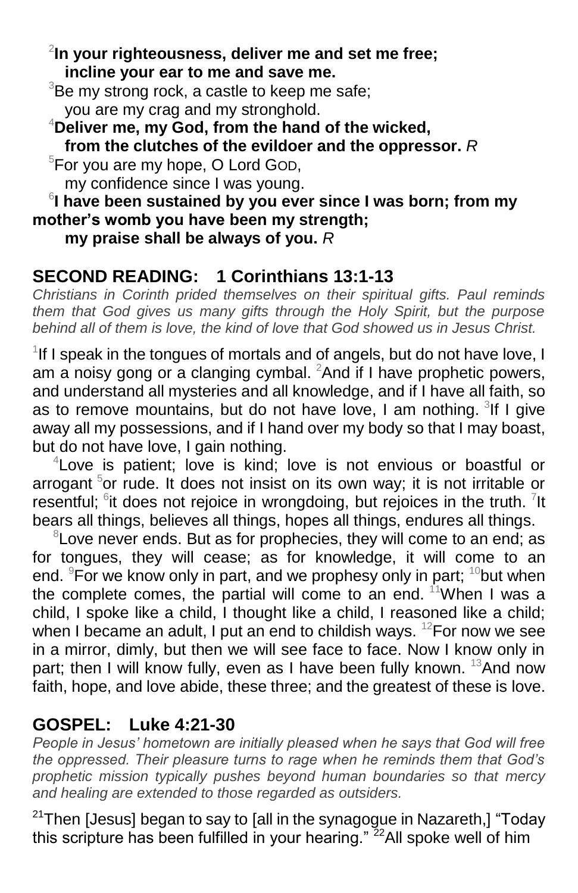[2]**In your righteousness, deliver me and set me free;**
**incline your ear to me and save me.**

[3]Be my strong rock, a castle to keep me safe;
you are my crag and my stronghold.

[4]**Deliver me, my God, from the hand of the wicked,**
**from the clutches of the evildoer and the oppressor.** *R*

[5]For you are my hope, O Lord GOD,
my confidence since I was young.

[6]**I have been sustained by you ever since I was born; from my mother's womb you have been my strength;**
**my praise shall be always of you.** *R*

## SECOND READING: 1 Corinthians 13:1-13

*Christians in Corinth prided themselves on their spiritual gifts. Paul reminds them that God gives us many gifts through the Holy Spirit, but the purpose behind all of them is love, the kind of love that God showed us in Jesus Christ.*

[1]If I speak in the tongues of mortals and of angels, but do not have love, I am a noisy gong or a clanging cymbal. [2]And if I have prophetic powers, and understand all mysteries and all knowledge, and if I have all faith, so as to remove mountains, but do not have love, I am nothing. [3]If I give away all my possessions, and if I hand over my body so that I may boast, but do not have love, I gain nothing.

[4]Love is patient; love is kind; love is not envious or boastful or arrogant [5]or rude. It does not insist on its own way; it is not irritable or resentful; [6]it does not rejoice in wrongdoing, but rejoices in the truth. [7]It bears all things, believes all things, hopes all things, endures all things.

[8]Love never ends. But as for prophecies, they will come to an end; as for tongues, they will cease; as for knowledge, it will come to an end. [9]For we know only in part, and we prophesy only in part; [10]but when the complete comes, the partial will come to an end. [11]When I was a child, I spoke like a child, I thought like a child, I reasoned like a child; when I became an adult, I put an end to childish ways. [12]For now we see in a mirror, dimly, but then we will see face to face. Now I know only in part; then I will know fully, even as I have been fully known. [13]And now faith, hope, and love abide, these three; and the greatest of these is love.

## GOSPEL: Luke 4:21-30

*People in Jesus' hometown are initially pleased when he says that God will free the oppressed. Their pleasure turns to rage when he reminds them that God's prophetic mission typically pushes beyond human boundaries so that mercy and healing are extended to those regarded as outsiders.*

[21]Then [Jesus] began to say to [all in the synagogue in Nazareth,] "Today this scripture has been fulfilled in your hearing." [22]All spoke well of him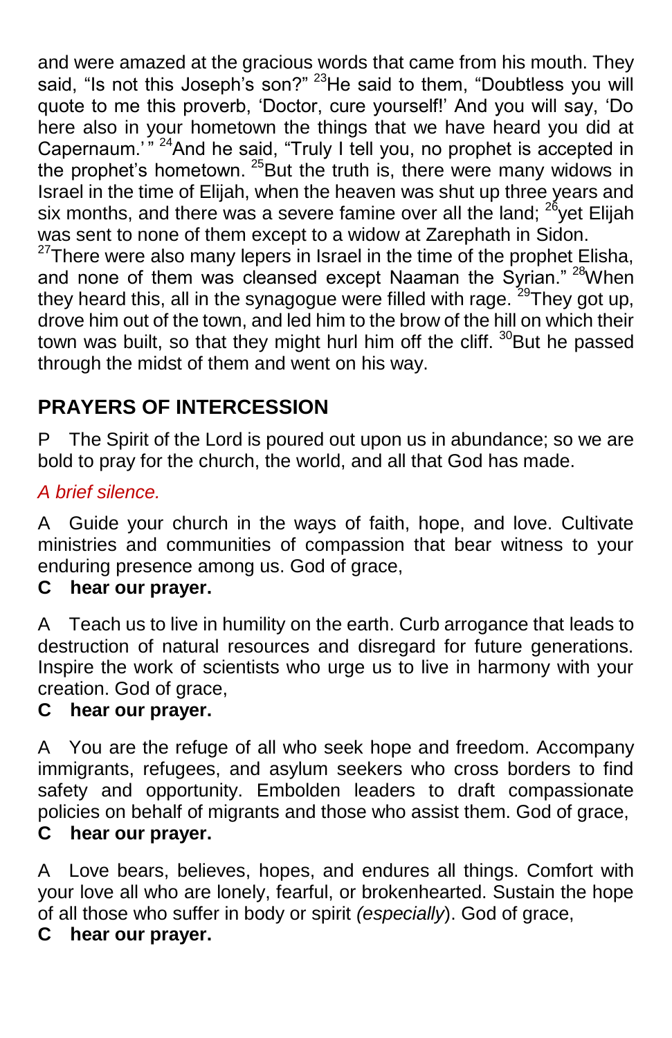and were amazed at the gracious words that came from his mouth. They said, "Is not this Joseph's son?" [23]He said to them, "Doubtless you will quote to me this proverb, 'Doctor, cure yourself!' And you will say, 'Do here also in your hometown the things that we have heard you did at Capernaum.' " [24]And he said, "Truly I tell you, no prophet is accepted in the prophet's hometown. [25]But the truth is, there were many widows in Israel in the time of Elijah, when the heaven was shut up three years and six months, and there was a severe famine over all the land; [26]yet Elijah was sent to none of them except to a widow at Zarephath in Sidon. [27]There were also many lepers in Israel in the time of the prophet Elisha, and none of them was cleansed except Naaman the Syrian." [28]When they heard this, all in the synagogue were filled with rage. [29]They got up, drove him out of the town, and led him to the brow of the hill on which their town was built, so that they might hurl him off the cliff. [30]But he passed through the midst of them and went on his way.

## PRAYERS OF INTERCESSION

P The Spirit of the Lord is poured out upon us in abundance; so we are bold to pray for the church, the world, and all that God has made.

*A brief silence.*

A Guide your church in the ways of faith, hope, and love. Cultivate ministries and communities of compassion that bear witness to your enduring presence among us. God of grace,

**C hear our prayer.**

A Teach us to live in humility on the earth. Curb arrogance that leads to destruction of natural resources and disregard for future generations. Inspire the work of scientists who urge us to live in harmony with your creation. God of grace,

**C hear our prayer.**

A You are the refuge of all who seek hope and freedom. Accompany immigrants, refugees, and asylum seekers who cross borders to find safety and opportunity. Embolden leaders to draft compassionate policies on behalf of migrants and those who assist them. God of grace,

**C hear our prayer.**

A Love bears, believes, hopes, and endures all things. Comfort with your love all who are lonely, fearful, or brokenhearted. Sustain the hope of all those who suffer in body or spirit *(especially)*. God of grace,

**C hear our prayer.**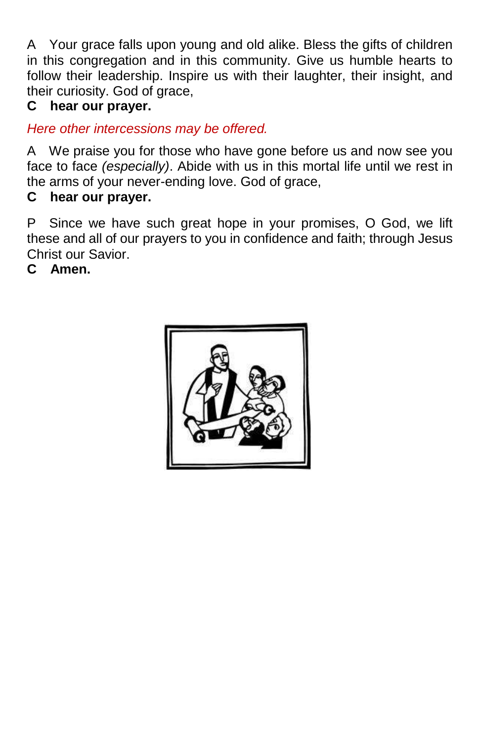A Your grace falls upon young and old alike. Bless the gifts of children in this congregation and in this community. Give us humble hearts to follow their leadership. Inspire us with their laughter, their insight, and their curiosity. God of grace,

**C hear our prayer.**

*Here other intercessions may be offered.*

A We praise you for those who have gone before us and now see you face to face *(especially)*. Abide with us in this mortal life until we rest in the arms of your never-ending love. God of grace,

**C hear our prayer.**

P Since we have such great hope in your promises, O God, we lift these and all of our prayers to you in confidence and faith; through Jesus Christ our Savior.

**C Amen.**